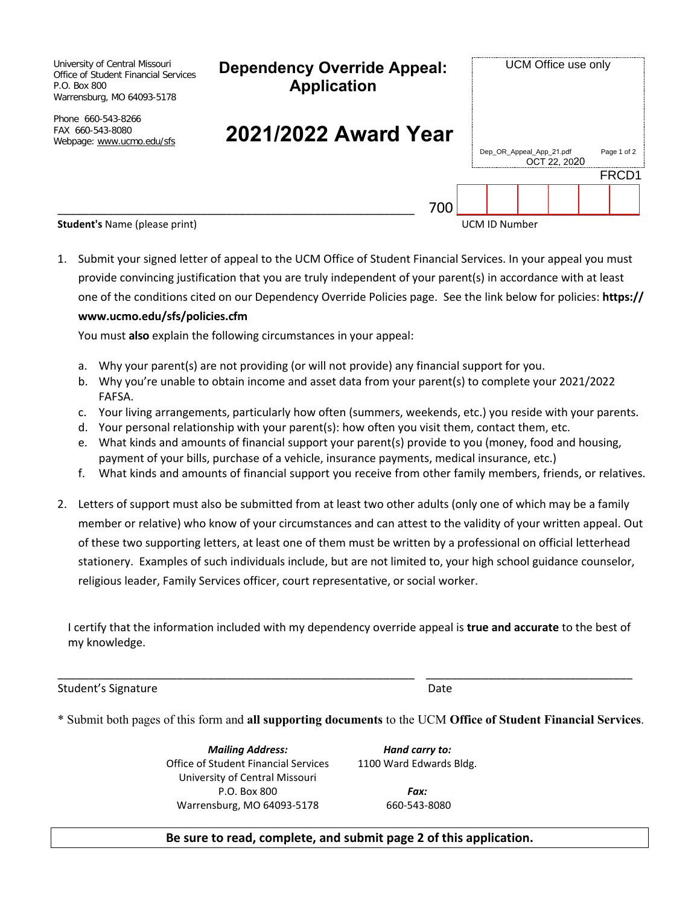University of Central Missouri
Office of Student Financial Services
P.O. Box 800
Warrensburg, MO 64093-5178

Phone 660-543-8266
FAX 660-543-8080
Webpage: www.ucmo.edu/sfs

# Dependency Override Appeal: Application

# 2021/2022 Award Year

UCM Office use only

Dep_OR_Appeal_App_21.pdf
OCT 22, 2020

FRCD1

\_\_\_\_\_\_\_\_\_\_\_\_\_\_\_\_\_\_\_\_\_\_\_\_\_\_\_\_\_\_\_\_\_\_\_\_\_\_\_\_\_\_\_\_\_\_\_\_ 700 | | | | | | |

**Student's** Name (please print) UCM ID Number

1. Submit your signed letter of appeal to the UCM Office of Student Financial Services. In your appeal you must provide convincing justification that you are truly independent of your parent(s) in accordance with at least one of the conditions cited on our Dependency Override Policies page. See the link below for policies: **https://www.ucmo.edu/sfs/policies.cfm**

   You must **also** explain the following circumstances in your appeal:

   a. Why your parent(s) are not providing (or will not provide) any financial support for you.
   b. Why you're unable to obtain income and asset data from your parent(s) to complete your 2021/2022 FAFSA.
   c. Your living arrangements, particularly how often (summers, weekends, etc.) you reside with your parents.
   d. Your personal relationship with your parent(s): how often you visit them, contact them, etc.
   e. What kinds and amounts of financial support your parent(s) provide to you (money, food and housing, payment of your bills, purchase of a vehicle, insurance payments, medical insurance, etc.)
   f. What kinds and amounts of financial support you receive from other family members, friends, or relatives.

2. Letters of support must also be submitted from at least two other adults (only one of which may be a family member or relative) who know of your circumstances and can attest to the validity of your written appeal. Out of these two supporting letters, at least one of them must be written by a professional on official letterhead stationery. Examples of such individuals include, but are not limited to, your high school guidance counselor, religious leader, Family Services officer, court representative, or social worker.

I certify that the information included with my dependency override appeal is **true and accurate** to the best of my knowledge.

\_\_\_\_\_\_\_\_\_\_\_\_\_\_\_\_\_\_\_\_\_\_\_\_\_\_\_\_\_\_\_\_\_\_\_\_\_\_\_\_\_\_\_\_\_\_\_\_ \_\_\_\_\_\_\_\_\_\_\_\_\_\_\_\_\_\_\_\_\_\_\_\_\_\_\_\_\_

Student's Signature Date

\* Submit both pages of this form and **all supporting documents** to the UCM **Office of Student Financial Services**.

***Mailing Address:***
Office of Student Financial Services
University of Central Missouri
P.O. Box 800
Warrensburg, MO 64093-5178

***Hand carry to:***
1100 Ward Edwards Bldg.

***Fax:***
660-543-8080

**Be sure to read, complete, and submit page 2 of this application.**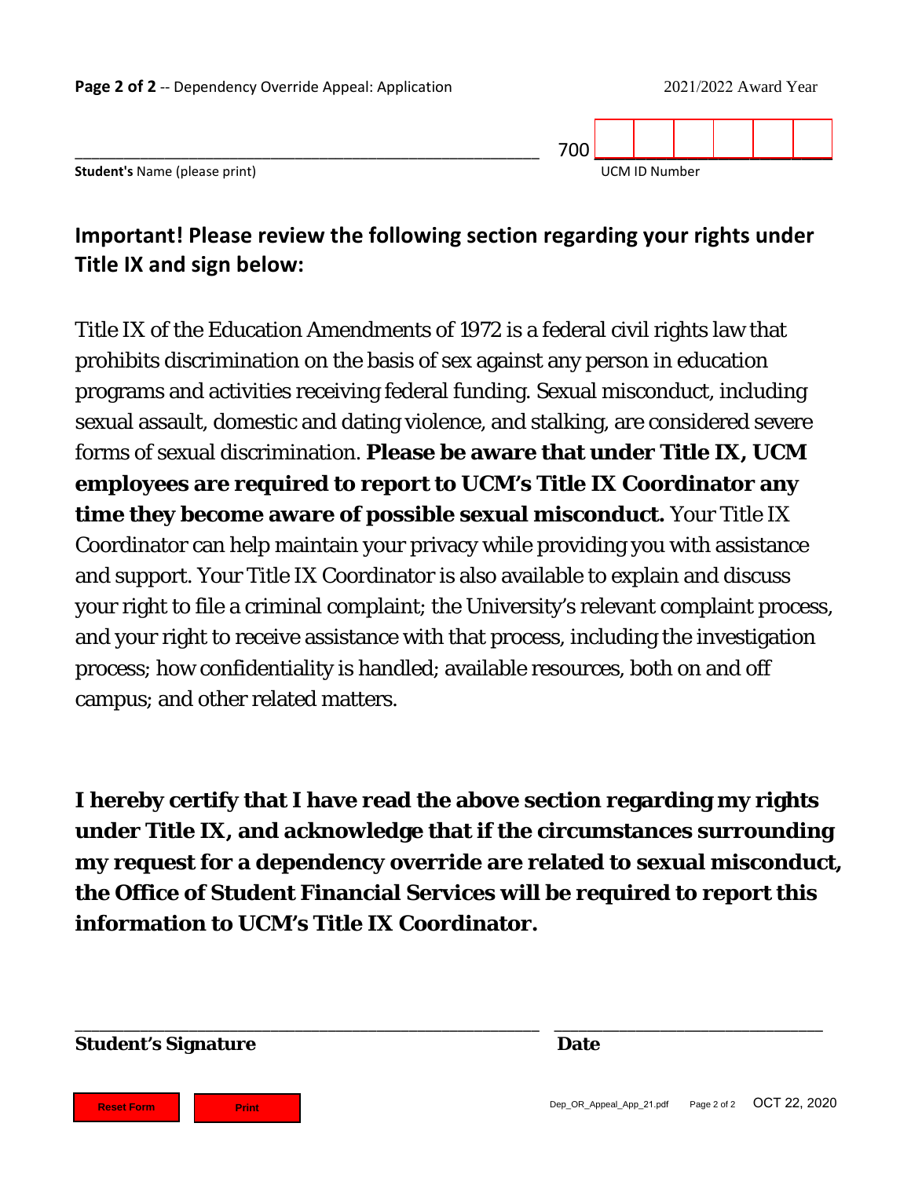\_\_\_\_\_\_\_\_\_\_\_\_\_\_\_\_\_\_\_\_\_\_\_\_\_\_\_\_\_\_\_\_\_\_\_\_\_\_\_\_\_\_\_\_\_\_ 700 \_\_\_\_\_\_\_\_\_\_\_\_\_\_\_\_\_\_

**Student's** Name (please print) UCM ID Number

## Important! Please review the following section regarding your rights under Title IX and sign below:

Title IX of the Education Amendments of 1972 is a federal civil rights law that prohibits discrimination on the basis of sex against any person in education programs and activities receiving federal funding. Sexual misconduct, including sexual assault, domestic and dating violence, and stalking, are considered severe forms of sexual discrimination. **Please be aware that under Title IX, UCM employees are required to report to UCM's Title IX Coordinator any time they become aware of possible sexual misconduct.** Your Title IX Coordinator can help maintain your privacy while providing you with assistance and support. Your Title IX Coordinator is also available to explain and discuss your right to file a criminal complaint; the University's relevant complaint process, and your right to receive assistance with that process, including the investigation process; how confidentiality is handled; available resources, both on and off campus; and other related matters.

**I hereby certify that I have read the above section regarding my rights under Title IX, and acknowledge that if the circumstances surrounding my request for a dependency override are related to sexual misconduct, the Office of Student Financial Services will be required to report this information to UCM's Title IX Coordinator.**

\_\_\_\_\_\_\_\_\_\_\_\_\_\_\_\_\_\_\_\_\_\_\_\_\_\_\_\_\_\_\_\_\_\_\_\_\_\_\_\_\_\_\_\_\_\_ \_\_\_\_\_\_\_\_\_\_\_\_\_\_\_\_\_\_\_\_\_\_\_\_\_\_

**Student's Signature** **Date**

Reset Form Print